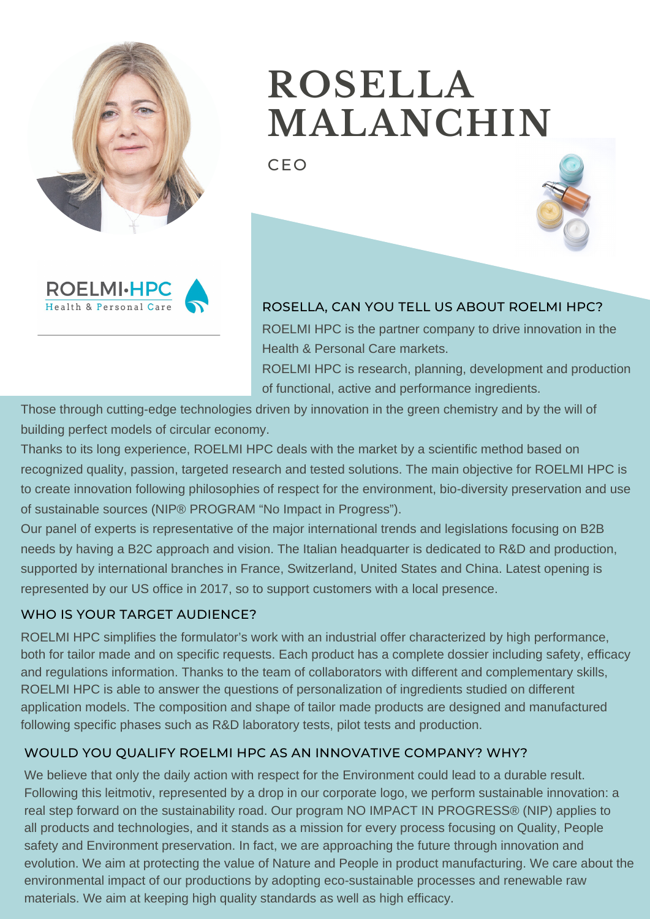# ROSELLA MALANCHIN

CEO

ROELMI·HPC
Health & Personal Care

## ROSELLA, CAN YOU TELL US ABOUT ROELMI HPC?

ROELMI HPC is the partner company to drive innovation in the Health & Personal Care markets.

ROELMI HPC is research, planning, development and production of functional, active and performance ingredients.

Those through cutting-edge technologies driven by innovation in the green chemistry and by the will of building perfect models of circular economy.

Thanks to its long experience, ROELMI HPC deals with the market by a scientific method based on recognized quality, passion, targeted research and tested solutions. The main objective for ROELMI HPC is to create innovation following philosophies of respect for the environment, bio-diversity preservation and use of sustainable sources (NIP® PROGRAM "No Impact in Progress").

Our panel of experts is representative of the major international trends and legislations focusing on B2B needs by having a B2C approach and vision. The Italian headquarter is dedicated to R&D and production, supported by international branches in France, Switzerland, United States and China. Latest opening is represented by our US office in 2017, so to support customers with a local presence.

## WHO IS YOUR TARGET AUDIENCE?

ROELMI HPC simplifies the formulator's work with an industrial offer characterized by high performance, both for tailor made and on specific requests. Each product has a complete dossier including safety, efficacy and regulations information. Thanks to the team of collaborators with different and complementary skills, ROELMI HPC is able to answer the questions of personalization of ingredients studied on different application models. The composition and shape of tailor made products are designed and manufactured following specific phases such as R&D laboratory tests, pilot tests and production.

## WOULD YOU QUALIFY ROELMI HPC AS AN INNOVATIVE COMPANY? WHY?

We believe that only the daily action with respect for the Environment could lead to a durable result. Following this leitmotiv, represented by a drop in our corporate logo, we perform sustainable innovation: a real step forward on the sustainability road. Our program NO IMPACT IN PROGRESS® (NIP) applies to all products and technologies, and it stands as a mission for every process focusing on Quality, People safety and Environment preservation. In fact, we are approaching the future through innovation and evolution. We aim at protecting the value of Nature and People in product manufacturing. We care about the environmental impact of our productions by adopting eco-sustainable processes and renewable raw materials. We aim at keeping high quality standards as well as high efficacy.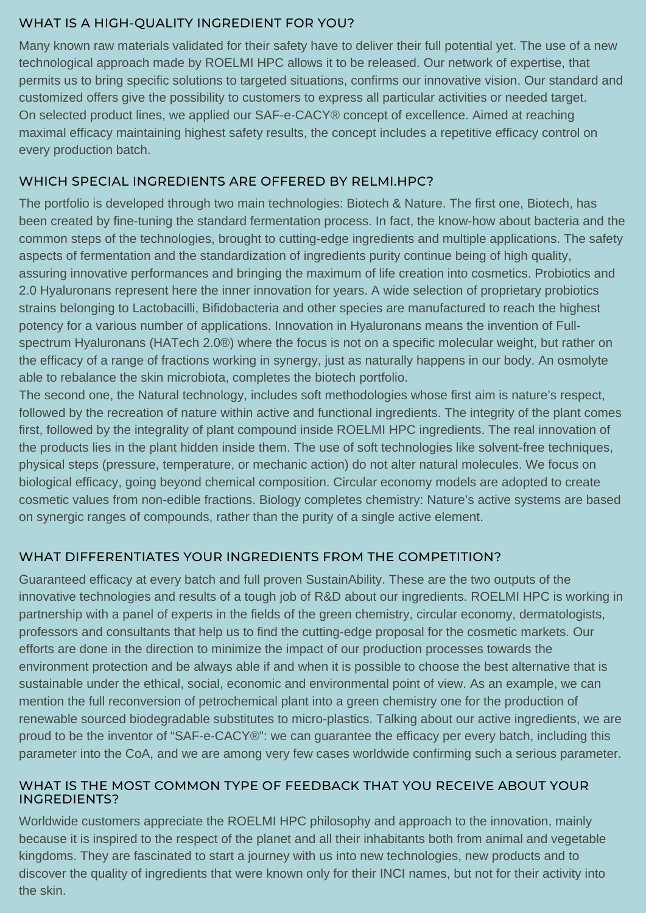## WHAT IS A HIGH-QUALITY INGREDIENT FOR YOU?

Many known raw materials validated for their safety have to deliver their full potential yet. The use of a new technological approach made by ROELMI HPC allows it to be released. Our network of expertise, that permits us to bring specific solutions to targeted situations, confirms our innovative vision. Our standard and customized offers give the possibility to customers to express all particular activities or needed target.
On selected product lines, we applied our SAF-e-CACY® concept of excellence. Aimed at reaching maximal efficacy maintaining highest safety results, the concept includes a repetitive efficacy control on every production batch.

## WHICH SPECIAL INGREDIENTS ARE OFFERED BY RELMI.HPC?

The portfolio is developed through two main technologies: Biotech & Nature. The first one, Biotech, has been created by fine-tuning the standard fermentation process. In fact, the know-how about bacteria and the common steps of the technologies, brought to cutting-edge ingredients and multiple applications. The safety aspects of fermentation and the standardization of ingredients purity continue being of high quality, assuring innovative performances and bringing the maximum of life creation into cosmetics. Probiotics and 2.0 Hyaluronans represent here the inner innovation for years. A wide selection of proprietary probiotics strains belonging to Lactobacilli, Bifidobacteria and other species are manufactured to reach the highest potency for a various number of applications. Innovation in Hyaluronans means the invention of Full-spectrum Hyaluronans (HATech 2.0®) where the focus is not on a specific molecular weight, but rather on the efficacy of a range of fractions working in synergy, just as naturally happens in our body. An osmolyte able to rebalance the skin microbiota, completes the biotech portfolio.
The second one, the Natural technology, includes soft methodologies whose first aim is nature's respect, followed by the recreation of nature within active and functional ingredients. The integrity of the plant comes first, followed by the integrality of plant compound inside ROELMI HPC ingredients. The real innovation of the products lies in the plant hidden inside them. The use of soft technologies like solvent-free techniques, physical steps (pressure, temperature, or mechanic action) do not alter natural molecules. We focus on biological efficacy, going beyond chemical composition. Circular economy models are adopted to create cosmetic values from non-edible fractions. Biology completes chemistry: Nature's active systems are based on synergic ranges of compounds, rather than the purity of a single active element.

## WHAT DIFFERENTIATES YOUR INGREDIENTS FROM THE COMPETITION?

Guaranteed efficacy at every batch and full proven SustainAbility. These are the two outputs of the innovative technologies and results of a tough job of R&D about our ingredients. ROELMI HPC is working in partnership with a panel of experts in the fields of the green chemistry, circular economy, dermatologists, professors and consultants that help us to find the cutting-edge proposal for the cosmetic markets. Our efforts are done in the direction to minimize the impact of our production processes towards the environment protection and be always able if and when it is possible to choose the best alternative that is sustainable under the ethical, social, economic and environmental point of view. As an example, we can mention the full reconversion of petrochemical plant into a green chemistry one for the production of renewable sourced biodegradable substitutes to micro-plastics. Talking about our active ingredients, we are proud to be the inventor of "SAF-e-CACY®": we can guarantee the efficacy per every batch, including this parameter into the CoA, and we are among very few cases worldwide confirming such a serious parameter.

## WHAT IS THE MOST COMMON TYPE OF FEEDBACK THAT YOU RECEIVE ABOUT YOUR INGREDIENTS?

Worldwide customers appreciate the ROELMI HPC philosophy and approach to the innovation, mainly because it is inspired to the respect of the planet and all their inhabitants both from animal and vegetable kingdoms. They are fascinated to start a journey with us into new technologies, new products and to discover the quality of ingredients that were known only for their INCI names, but not for their activity into the skin.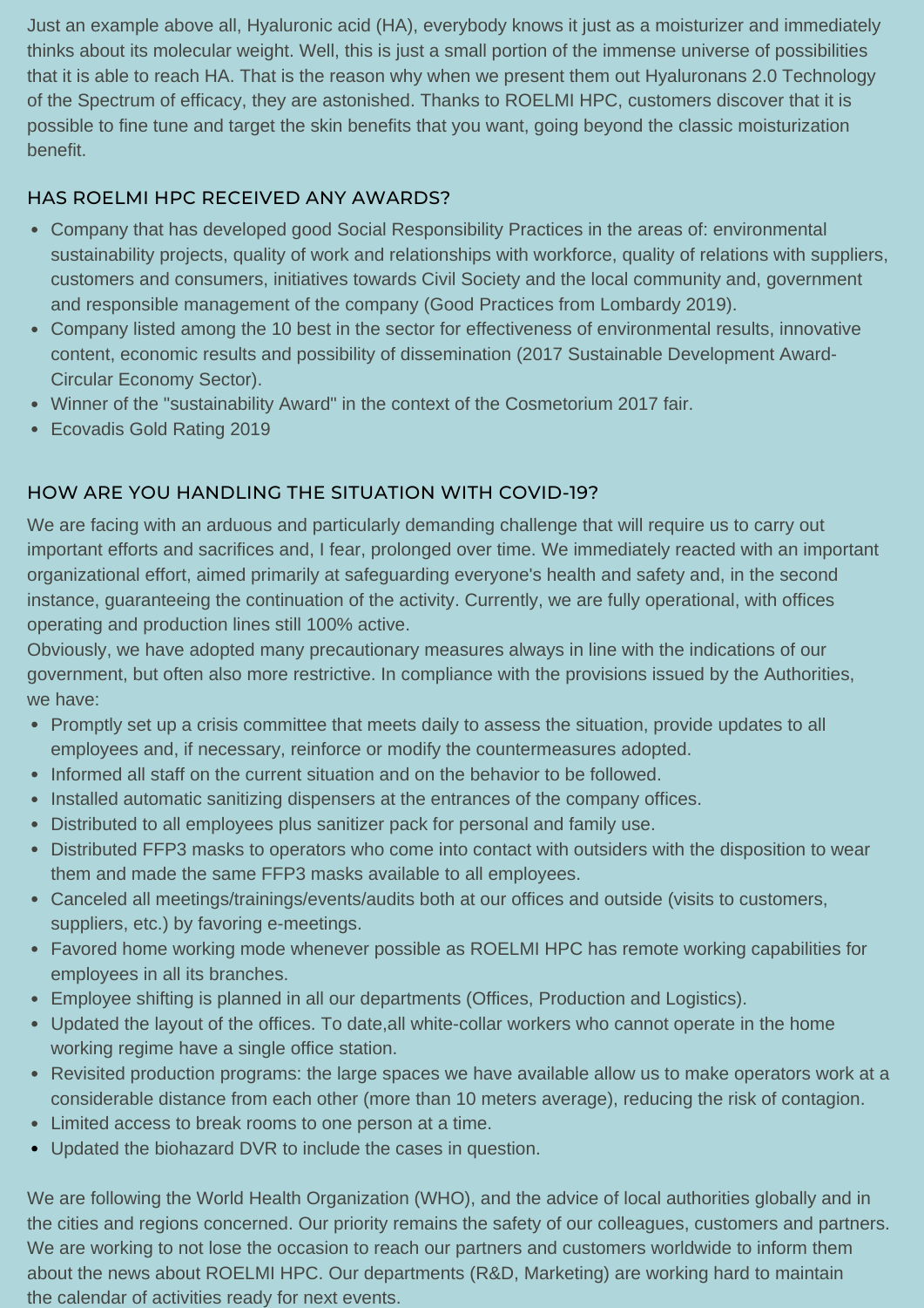Just an example above all, Hyaluronic acid (HA), everybody knows it just as a moisturizer and immediately thinks about its molecular weight. Well, this is just a small portion of the immense universe of possibilities that it is able to reach HA. That is the reason why when we present them out Hyaluronans 2.0 Technology of the Spectrum of efficacy, they are astonished. Thanks to ROELMI HPC, customers discover that it is possible to fine tune and target the skin benefits that you want, going beyond the classic moisturization benefit.

## HAS ROELMI HPC RECEIVED ANY AWARDS?

- Company that has developed good Social Responsibility Practices in the areas of: environmental sustainability projects, quality of work and relationships with workforce, quality of relations with suppliers, customers and consumers, initiatives towards Civil Society and the local community and, government and responsible management of the company (Good Practices from Lombardy 2019).
- Company listed among the 10 best in the sector for effectiveness of environmental results, innovative content, economic results and possibility of dissemination (2017 Sustainable Development Award-Circular Economy Sector).
- Winner of the "sustainability Award" in the context of the Cosmetorium 2017 fair.
- Ecovadis Gold Rating 2019

## HOW ARE YOU HANDLING THE SITUATION WITH COVID-19?

We are facing with an arduous and particularly demanding challenge that will require us to carry out important efforts and sacrifices and, I fear, prolonged over time. We immediately reacted with an important organizational effort, aimed primarily at safeguarding everyone's health and safety and, in the second instance, guaranteeing the continuation of the activity. Currently, we are fully operational, with offices operating and production lines still 100% active.

Obviously, we have adopted many precautionary measures always in line with the indications of our government, but often also more restrictive. In compliance with the provisions issued by the Authorities, we have:

- Promptly set up a crisis committee that meets daily to assess the situation, provide updates to all employees and, if necessary, reinforce or modify the countermeasures adopted.
- Informed all staff on the current situation and on the behavior to be followed.
- Installed automatic sanitizing dispensers at the entrances of the company offices.
- Distributed to all employees plus sanitizer pack for personal and family use.
- Distributed FFP3 masks to operators who come into contact with outsiders with the disposition to wear them and made the same FFP3 masks available to all employees.
- Canceled all meetings/trainings/events/audits both at our offices and outside (visits to customers, suppliers, etc.) by favoring e-meetings.
- Favored home working mode whenever possible as ROELMI HPC has remote working capabilities for employees in all its branches.
- Employee shifting is planned in all our departments (Offices, Production and Logistics).
- Updated the layout of the offices. To date,all white-collar workers who cannot operate in the home working regime have a single office station.
- Revisited production programs: the large spaces we have available allow us to make operators work at a considerable distance from each other (more than 10 meters average), reducing the risk of contagion.
- Limited access to break rooms to one person at a time.
- Updated the biohazard DVR to include the cases in question.

We are following the World Health Organization (WHO), and the advice of local authorities globally and in the cities and regions concerned. Our priority remains the safety of our colleagues, customers and partners. We are working to not lose the occasion to reach our partners and customers worldwide to inform them about the news about ROELMI HPC. Our departments (R&D, Marketing) are working hard to maintain the calendar of activities ready for next events.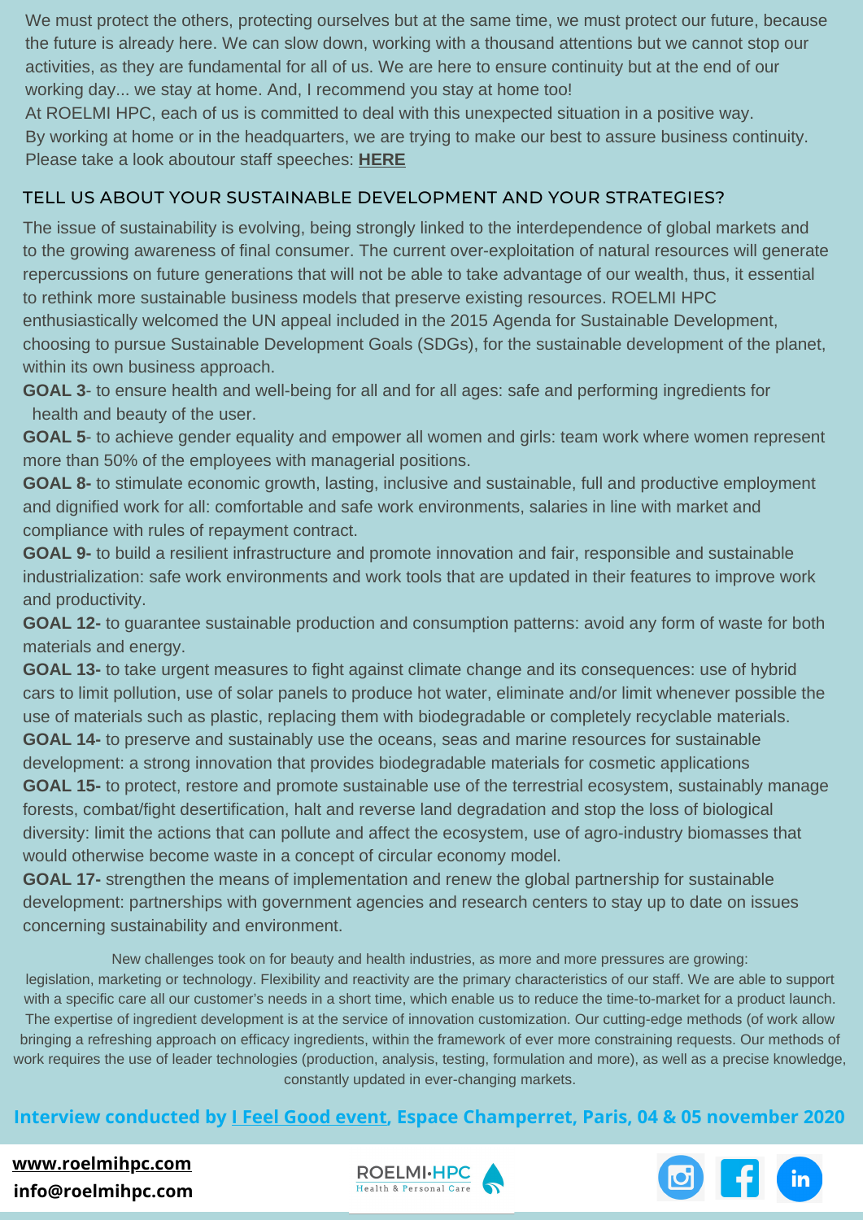We must protect the others, protecting ourselves but at the same time, we must protect our future, because the future is already here. We can slow down, working with a thousand attentions but we cannot stop our activities, as they are fundamental for all of us. We are here to ensure continuity but at the end of our working day... we stay at home. And, I recommend you stay at home too!

At ROELMI HPC, each of us is committed to deal with this unexpected situation in a positive way.

By working at home or in the headquarters, we are trying to make our best to assure business continuity.

Please take a look aboutour staff speeches: **HERE**

## TELL US ABOUT YOUR SUSTAINABLE DEVELOPMENT AND YOUR STRATEGIES?

The issue of sustainability is evolving, being strongly linked to the interdependence of global markets and to the growing awareness of final consumer. The current over-exploitation of natural resources will generate repercussions on future generations that will not be able to take advantage of our wealth, thus, it essential to rethink more sustainable business models that preserve existing resources. ROELMI HPC enthusiastically welcomed the UN appeal included in the 2015 Agenda for Sustainable Development, choosing to pursue Sustainable Development Goals (SDGs), for the sustainable development of the planet, within its own business approach.

**GOAL 3**- to ensure health and well-being for all and for all ages: safe and performing ingredients for health and beauty of the user.

**GOAL 5**- to achieve gender equality and empower all women and girls: team work where women represent more than 50% of the employees with managerial positions.

**GOAL 8-** to stimulate economic growth, lasting, inclusive and sustainable, full and productive employment and dignified work for all: comfortable and safe work environments, salaries in line with market and compliance with rules of repayment contract.

**GOAL 9-** to build a resilient infrastructure and promote innovation and fair, responsible and sustainable industrialization: safe work environments and work tools that are updated in their features to improve work and productivity.

**GOAL 12-** to guarantee sustainable production and consumption patterns: avoid any form of waste for both materials and energy.

**GOAL 13-** to take urgent measures to fight against climate change and its consequences: use of hybrid cars to limit pollution, use of solar panels to produce hot water, eliminate and/or limit whenever possible the use of materials such as plastic, replacing them with biodegradable or completely recyclable materials.

**GOAL 14-** to preserve and sustainably use the oceans, seas and marine resources for sustainable development: a strong innovation that provides biodegradable materials for cosmetic applications

**GOAL 15-** to protect, restore and promote sustainable use of the terrestrial ecosystem, sustainably manage forests, combat/fight desertification, halt and reverse land degradation and stop the loss of biological diversity: limit the actions that can pollute and affect the ecosystem, use of agro-industry biomasses that would otherwise become waste in a concept of circular economy model.

**GOAL 17-** strengthen the means of implementation and renew the global partnership for sustainable development: partnerships with government agencies and research centers to stay up to date on issues concerning sustainability and environment.

New challenges took on for beauty and health industries, as more and more pressures are growing: legislation, marketing or technology. Flexibility and reactivity are the primary characteristics of our staff. We are able to support with a specific care all our customer's needs in a short time, which enable us to reduce the time-to-market for a product launch. The expertise of ingredient development is at the service of innovation customization. Our cutting-edge methods (of work allow bringing a refreshing approach on efficacy ingredients, within the framework of ever more constraining requests. Our methods of work requires the use of leader technologies (production, analysis, testing, formulation and more), as well as a precise knowledge, constantly updated in ever-changing markets.

**Interview conducted by I Feel Good event, Espace Champerret, Paris, 04 & 05 november 2020**

**www.roelmihpc.com**
**info@roelmihpc.com**

ROELMI·HPC Health & Personal Care